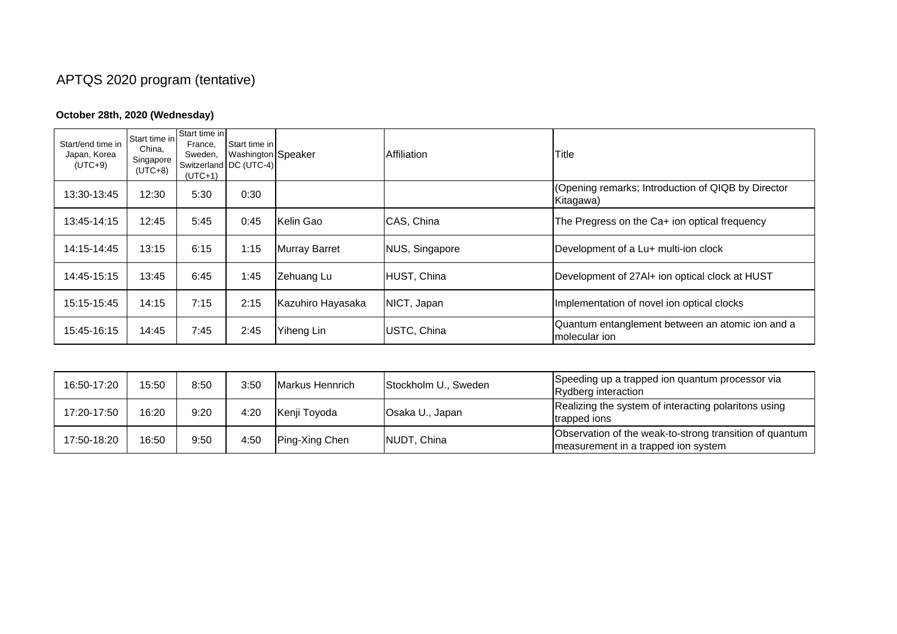# APTQS 2020 program (tentative)

**October 28th, 2020 (Wednesday)**

| Start/end time in Japan, Korea (UTC+9) | Start time in China, Singapore (UTC+8) | Start time in France, Sweden, Switzerland (UTC+1) | Start time in Washington DC (UTC-4) | Speaker | Affiliation | Title |
|---|---|---|---|---|---|---|
| 13:30-13:45 | 12:30 | 5:30 | 0:30 | | | (Opening remarks; Introduction of QIQB by Director Kitagawa) |
| 13:45-14:15 | 12:45 | 5:45 | 0:45 | Kelin Gao | CAS, China | The Pregress on the Ca+ ion optical frequency |
| 14:15-14:45 | 13:15 | 6:15 | 1:15 | Murray Barret | NUS, Singapore | Development of a Lu+ multi-ion clock |
| 14:45-15:15 | 13:45 | 6:45 | 1:45 | Zehuang Lu | HUST, China | Development of 27Al+ ion optical clock at HUST |
| 15:15-15:45 | 14:15 | 7:15 | 2:15 | Kazuhiro Hayasaka | NICT, Japan | Implementation of novel ion optical clocks |
| 15:45-16:15 | 14:45 | 7:45 | 2:45 | Yiheng Lin | USTC, China | Quantum entanglement between an atomic ion and a molecular ion |
| 16:50-17:20 | 15:50 | 8:50 | 3:50 | Markus Hennrich | Stockholm U., Sweden | Speeding up a trapped ion quantum processor via Rydberg interaction |
| 17:20-17:50 | 16:20 | 9:20 | 4:20 | Kenji Toyoda | Osaka U., Japan | Realizing the system of interacting polaritons using trapped ions |
| 17:50-18:20 | 16:50 | 9:50 | 4:50 | Ping-Xing Chen | NUDT, China | Observation of the weak-to-strong transition of quantum measurement in a trapped ion system |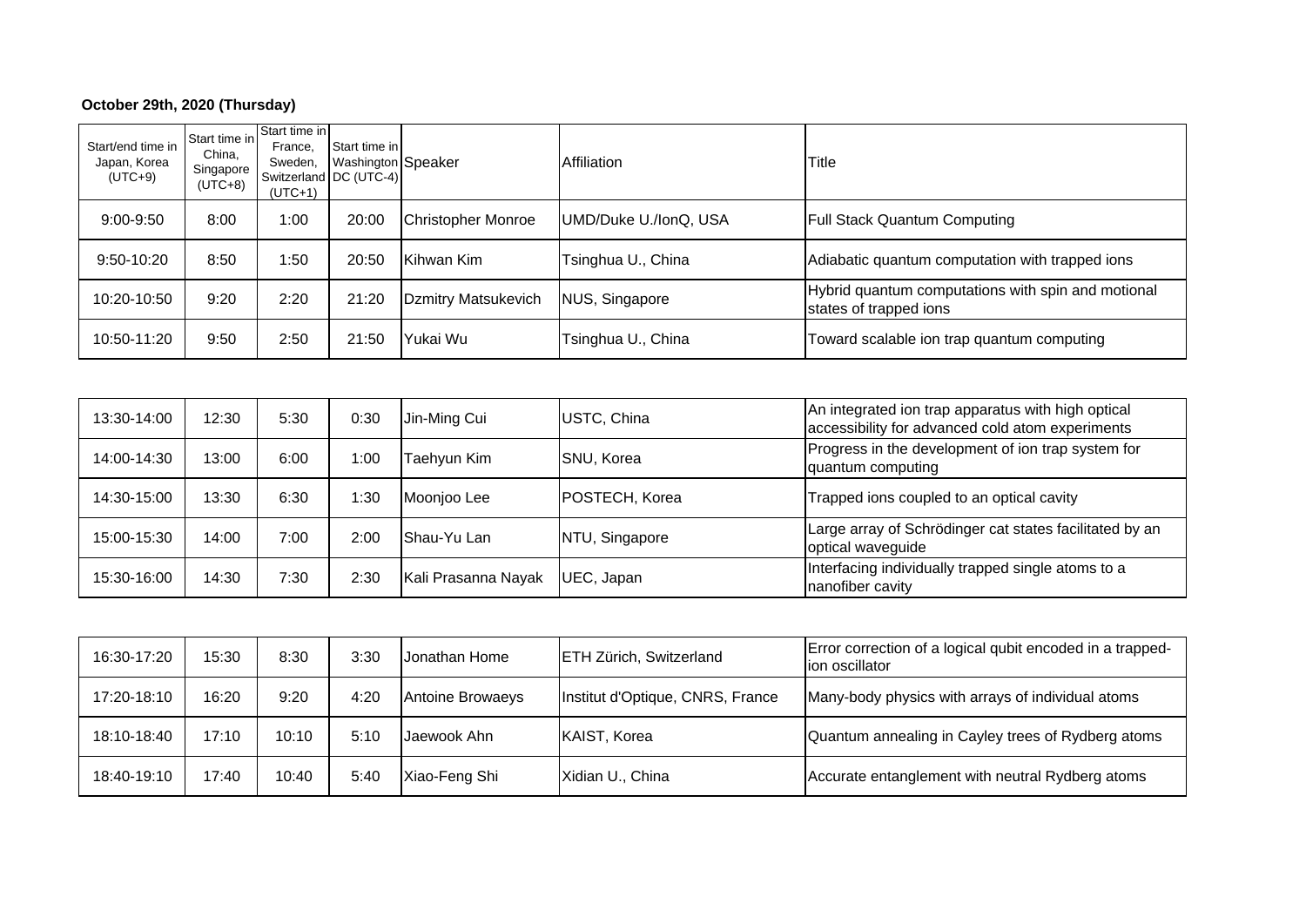**October 29th, 2020 (Thursday)**

| Start/end time in Japan, Korea (UTC+9) | Start time in China, Singapore (UTC+8) | Start time in France, Sweden, Switzerland (UTC+1) | Start time in Washington DC (UTC-4) | Speaker | Affiliation | Title |
|---|---|---|---|---|---|---|
| 9:00-9:50 | 8:00 | 1:00 | 20:00 | Christopher Monroe | UMD/Duke U./IonQ, USA | Full Stack Quantum Computing |
| 9:50-10:20 | 8:50 | 1:50 | 20:50 | Kihwan Kim | Tsinghua U., China | Adiabatic quantum computation with trapped ions |
| 10:20-10:50 | 9:20 | 2:20 | 21:20 | Dzmitry Matsukevich | NUS, Singapore | Hybrid quantum computations with spin and motional states of trapped ions |
| 10:50-11:20 | 9:50 | 2:50 | 21:50 | Yukai Wu | Tsinghua U., China | Toward scalable ion trap quantum computing |
| 13:30-14:00 | 12:30 | 5:30 | 0:30 | Jin-Ming Cui | USTC, China | An integrated ion trap apparatus with high optical accessibility for advanced cold atom experiments |
| 14:00-14:30 | 13:00 | 6:00 | 1:00 | Taehyun Kim | SNU, Korea | Progress in the development of ion trap system for quantum computing |
| 14:30-15:00 | 13:30 | 6:30 | 1:30 | Moonjoo Lee | POSTECH, Korea | Trapped ions coupled to an optical cavity |
| 15:00-15:30 | 14:00 | 7:00 | 2:00 | Shau-Yu Lan | NTU, Singapore | Large array of Schrödinger cat states facilitated by an optical waveguide |
| 15:30-16:00 | 14:30 | 7:30 | 2:30 | Kali Prasanna Nayak | UEC, Japan | Interfacing individually trapped single atoms to a nanofiber cavity |
| 16:30-17:20 | 15:30 | 8:30 | 3:30 | Jonathan Home | ETH Zürich, Switzerland | Error correction of a logical qubit encoded in a trapped-ion oscillator |
| 17:20-18:10 | 16:20 | 9:20 | 4:20 | Antoine Browaeys | Institut d'Optique, CNRS, France | Many-body physics with arrays of individual atoms |
| 18:10-18:40 | 17:10 | 10:10 | 5:10 | Jaewook Ahn | KAIST, Korea | Quantum annealing in Cayley trees of Rydberg atoms |
| 18:40-19:10 | 17:40 | 10:40 | 5:40 | Xiao-Feng Shi | Xidian U., China | Accurate entanglement with neutral Rydberg atoms |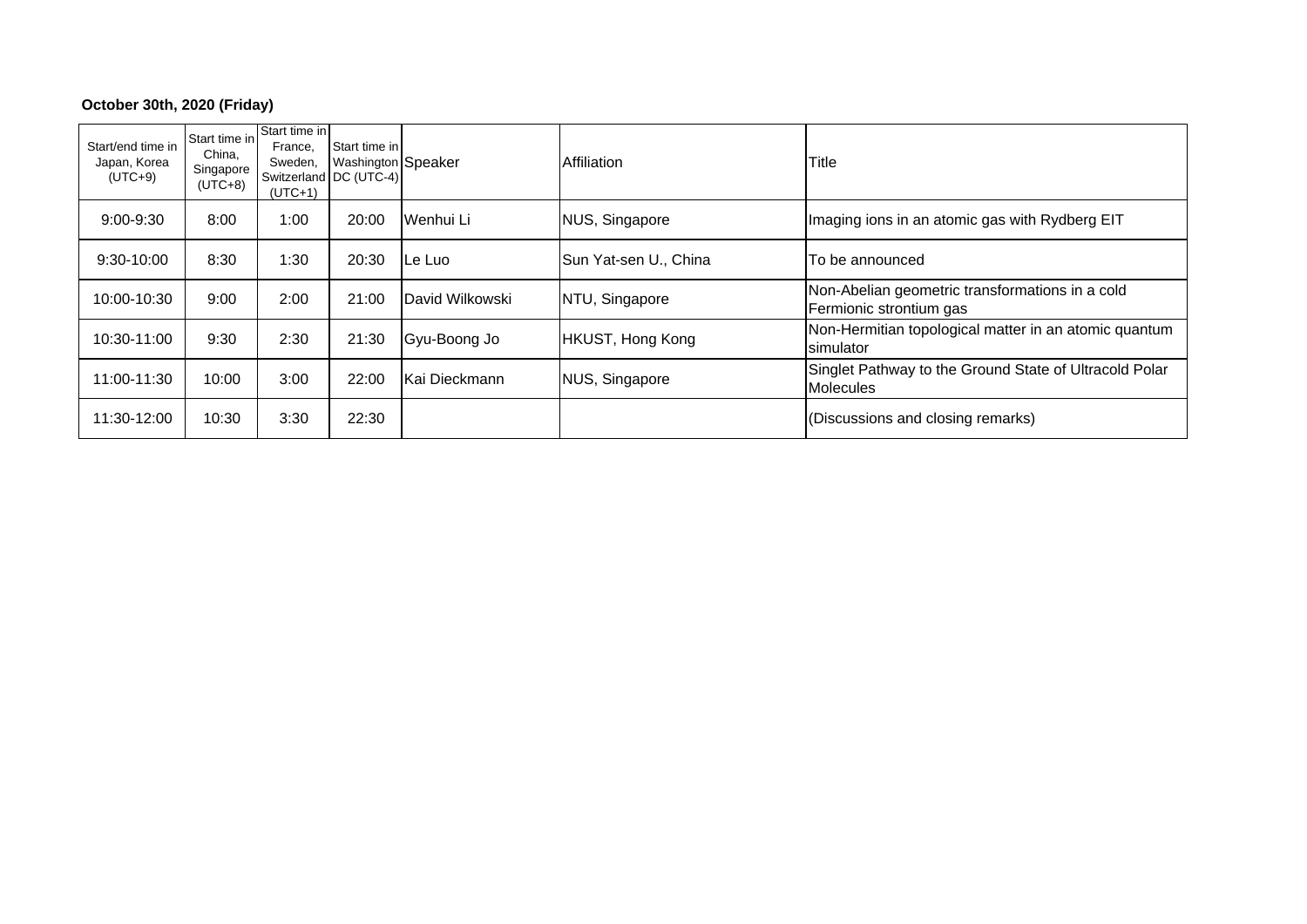**October 30th, 2020 (Friday)**

| Start/end time in Japan, Korea (UTC+9) | Start time in China, Singapore (UTC+8) | Start time in France, Sweden, Switzerland (UTC+1) | Start time in Washington DC (UTC-4) | Speaker | Affiliation | Title |
|---|---|---|---|---|---|---|
| 9:00-9:30 | 8:00 | 1:00 | 20:00 | Wenhui Li | NUS, Singapore | Imaging ions in an atomic gas with Rydberg EIT |
| 9:30-10:00 | 8:30 | 1:30 | 20:30 | Le Luo | Sun Yat-sen U., China | To be announced |
| 10:00-10:30 | 9:00 | 2:00 | 21:00 | David Wilkowski | NTU, Singapore | Non-Abelian geometric transformations in a cold Fermionic strontium gas |
| 10:30-11:00 | 9:30 | 2:30 | 21:30 | Gyu-Boong Jo | HKUST, Hong Kong | Non-Hermitian topological matter in an atomic quantum simulator |
| 11:00-11:30 | 10:00 | 3:00 | 22:00 | Kai Dieckmann | NUS, Singapore | Singlet Pathway to the Ground State of Ultracold Polar Molecules |
| 11:30-12:00 | 10:30 | 3:30 | 22:30 | | | (Discussions and closing remarks) |